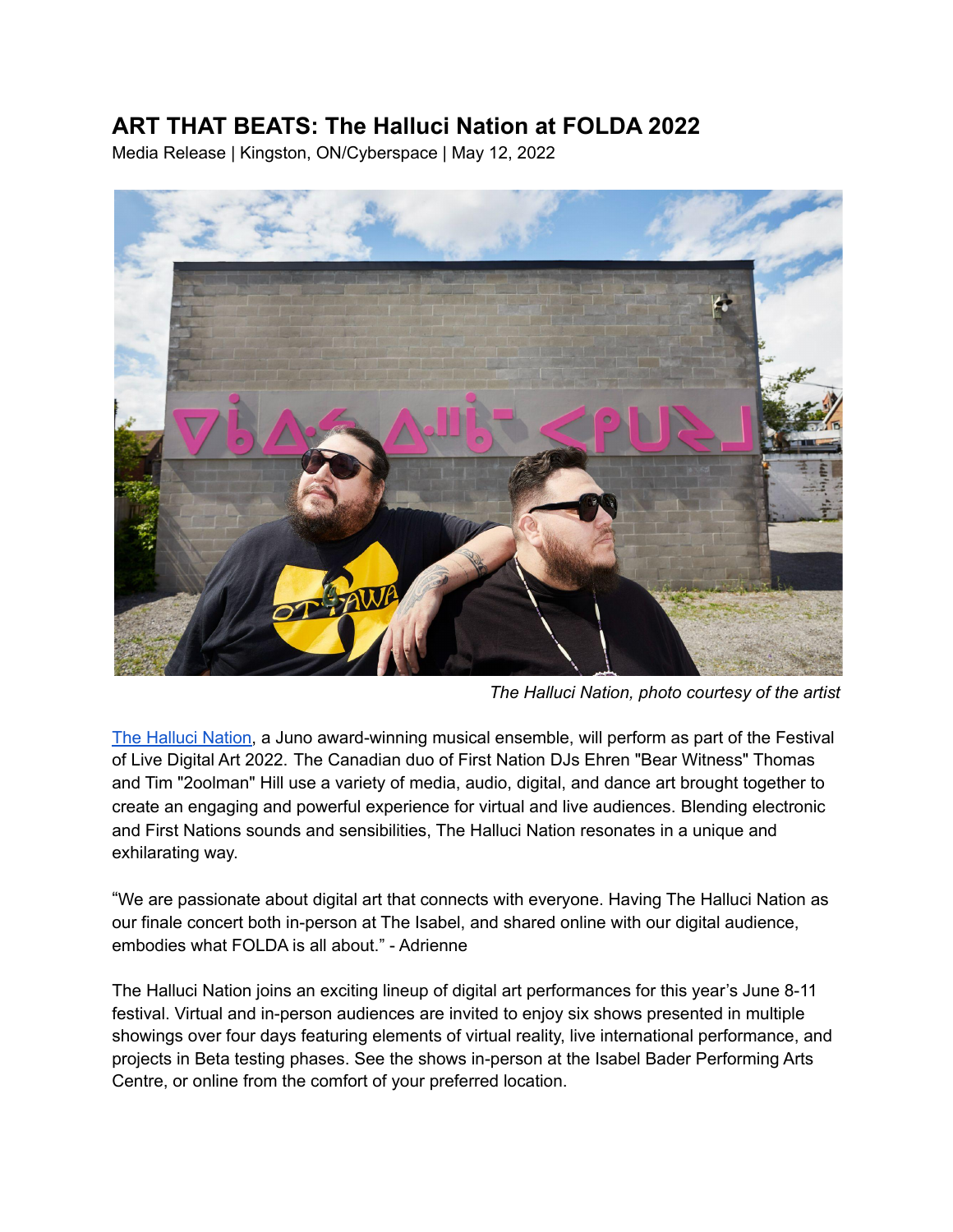# ART THAT BEATS: The Halluci Nation at FOLDA 2022

Media Release | Kingston, ON/Cyberspace | May 12, 2022

*The Halluci Nation, photo courtesy of the artist*

The Halluci Nation, a Juno award-winning musical ensemble, will perform as part of the Festival of Live Digital Art 2022. The Canadian duo of First Nation DJs Ehren "Bear Witness" Thomas and Tim "2oolman" Hill use a variety of media, audio, digital, and dance art brought together to create an engaging and powerful experience for virtual and live audiences. Blending electronic and First Nations sounds and sensibilities, The Halluci Nation resonates in a unique and exhilarating way.

"We are passionate about digital art that connects with everyone. Having The Halluci Nation as our finale concert both in-person at The Isabel, and shared online with our digital audience, embodies what FOLDA is all about." - Adrienne

The Halluci Nation joins an exciting lineup of digital art performances for this year's June 8-11 festival. Virtual and in-person audiences are invited to enjoy six shows presented in multiple showings over four days featuring elements of virtual reality, live international performance, and projects in Beta testing phases. See the shows in-person at the Isabel Bader Performing Arts Centre, or online from the comfort of your preferred location.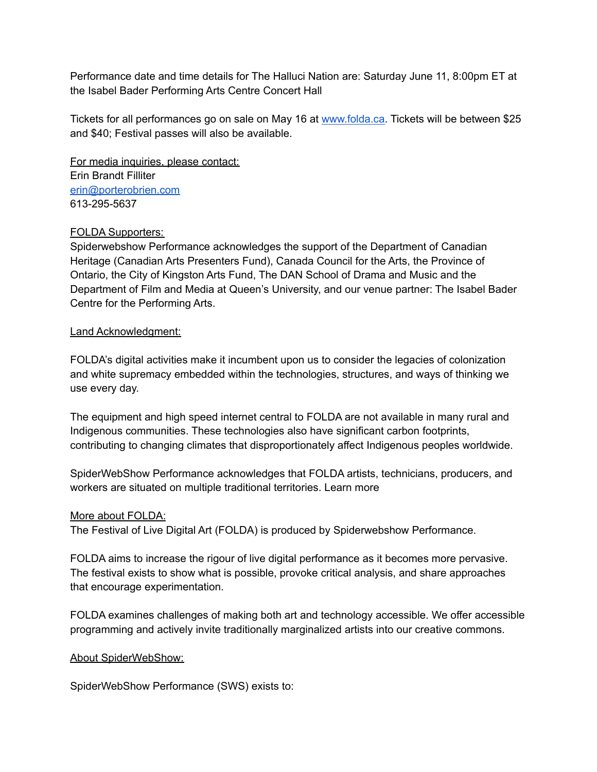Performance date and time details for The Halluci Nation are: Saturday June 11, 8:00pm ET at the Isabel Bader Performing Arts Centre Concert Hall

Tickets for all performances go on sale on May 16 at [www.folda.ca](http://www.folda.ca). Tickets will be between $25 and $40; Festival passes will also be available.

For media inquiries, please contact:
Erin Brandt Filliter
[erin@porterobrien.com](mailto:erin@porterobrien.com)
613-295-5637

FOLDA Supporters:
Spiderwebshow Performance acknowledges the support of the Department of Canadian Heritage (Canadian Arts Presenters Fund), Canada Council for the Arts, the Province of Ontario, the City of Kingston Arts Fund, The DAN School of Drama and Music and the Department of Film and Media at Queen's University, and our venue partner: The Isabel Bader Centre for the Performing Arts.

Land Acknowledgment:

FOLDA's digital activities make it incumbent upon us to consider the legacies of colonization and white supremacy embedded within the technologies, structures, and ways of thinking we use every day.

The equipment and high speed internet central to FOLDA are not available in many rural and Indigenous communities. These technologies also have significant carbon footprints, contributing to changing climates that disproportionately affect Indigenous peoples worldwide.

SpiderWebShow Performance acknowledges that FOLDA artists, technicians, producers, and workers are situated on multiple traditional territories. Learn more

More about FOLDA:
The Festival of Live Digital Art (FOLDA) is produced by Spiderwebshow Performance.

FOLDA aims to increase the rigour of live digital performance as it becomes more pervasive. The festival exists to show what is possible, provoke critical analysis, and share approaches that encourage experimentation.

FOLDA examines challenges of making both art and technology accessible. We offer accessible programming and actively invite traditionally marginalized artists into our creative commons.

About SpiderWebShow:

SpiderWebShow Performance (SWS) exists to: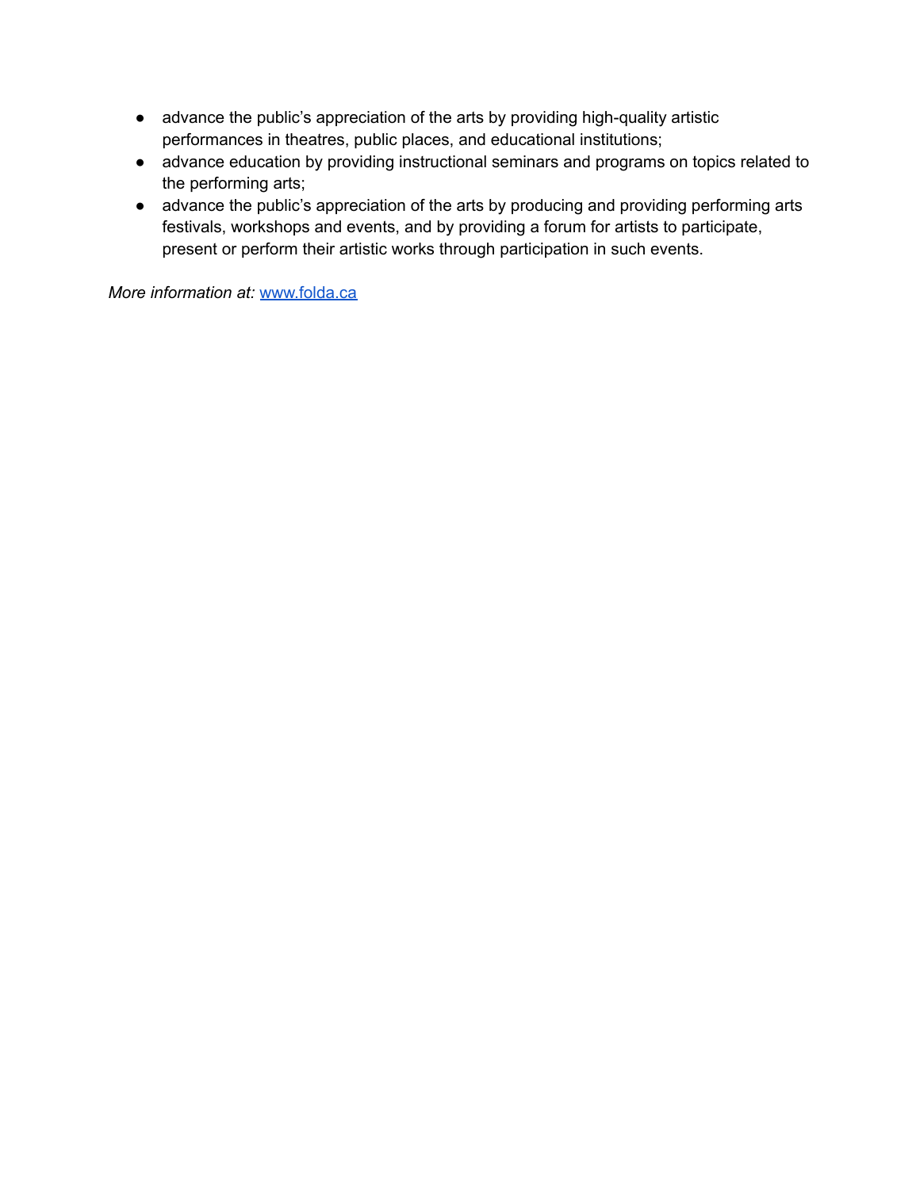- advance the public’s appreciation of the arts by providing high-quality artistic performances in theatres, public places, and educational institutions;
- advance education by providing instructional seminars and programs on topics related to the performing arts;
- advance the public’s appreciation of the arts by producing and providing performing arts festivals, workshops and events, and by providing a forum for artists to participate, present or perform their artistic works through participation in such events.

*More information at:* [www.folda.ca](http://www.folda.ca)